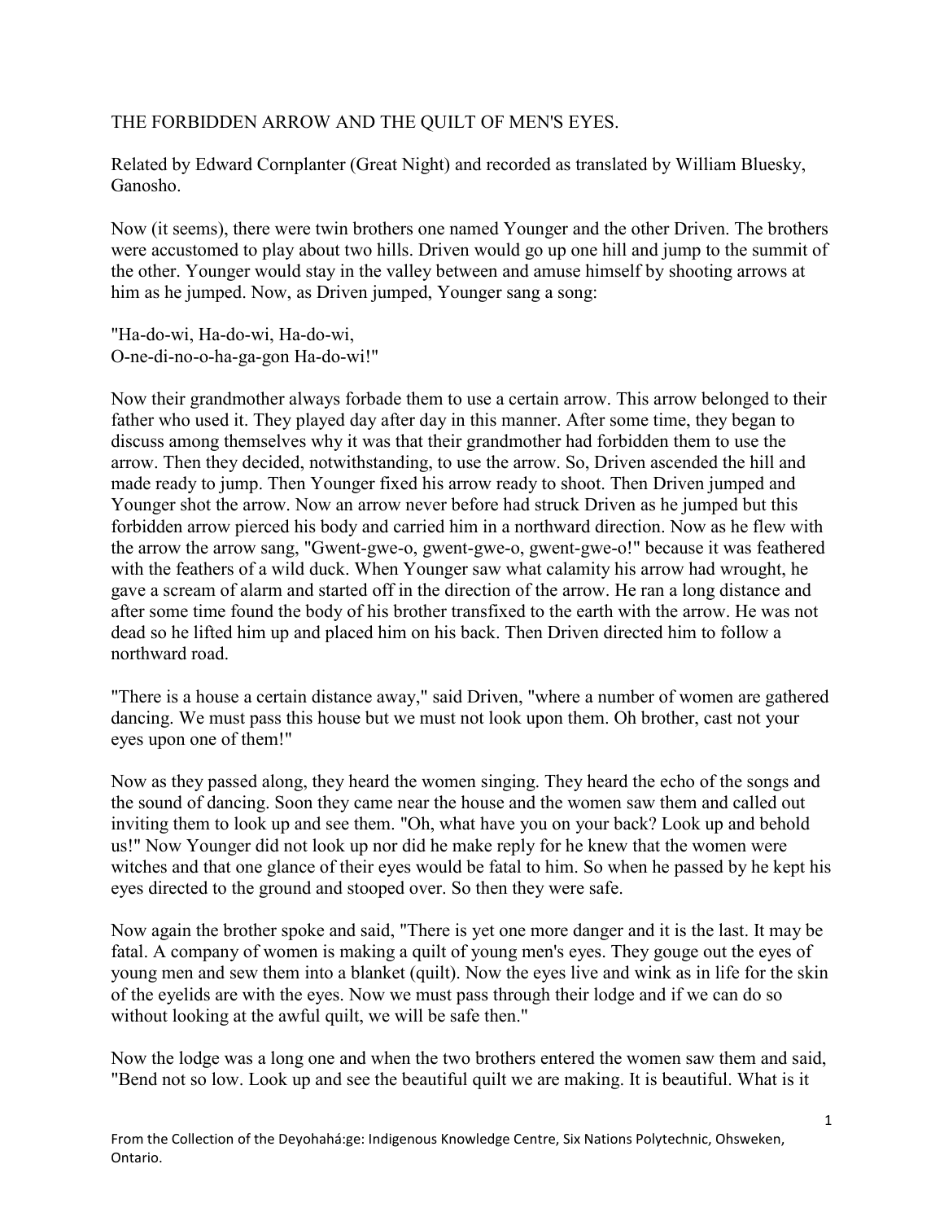# THE FORBIDDEN ARROW AND THE QUILT OF MEN'S EYES.

Related by Edward Cornplanter (Great Night) and recorded as translated by William Bluesky, Ganosho.

Now (it seems), there were twin brothers one named Younger and the other Driven. The brothers were accustomed to play about two hills. Driven would go up one hill and jump to the summit of the other. Younger would stay in the valley between and amuse himself by shooting arrows at him as he jumped. Now, as Driven jumped, Younger sang a song:

"Ha-do-wi, Ha-do-wi, Ha-do-wi,
O-ne-di-no-o-ha-ga-gon Ha-do-wi!"

Now their grandmother always forbade them to use a certain arrow. This arrow belonged to their father who used it. They played day after day in this manner. After some time, they began to discuss among themselves why it was that their grandmother had forbidden them to use the arrow. Then they decided, notwithstanding, to use the arrow. So, Driven ascended the hill and made ready to jump. Then Younger fixed his arrow ready to shoot. Then Driven jumped and Younger shot the arrow. Now an arrow never before had struck Driven as he jumped but this forbidden arrow pierced his body and carried him in a northward direction. Now as he flew with the arrow the arrow sang, "Gwent-gwe-o, gwent-gwe-o, gwent-gwe-o!" because it was feathered with the feathers of a wild duck. When Younger saw what calamity his arrow had wrought, he gave a scream of alarm and started off in the direction of the arrow. He ran a long distance and after some time found the body of his brother transfixed to the earth with the arrow. He was not dead so he lifted him up and placed him on his back. Then Driven directed him to follow a northward road.

"There is a house a certain distance away," said Driven, "where a number of women are gathered dancing. We must pass this house but we must not look upon them. Oh brother, cast not your eyes upon one of them!"

Now as they passed along, they heard the women singing. They heard the echo of the songs and the sound of dancing. Soon they came near the house and the women saw them and called out inviting them to look up and see them. "Oh, what have you on your back? Look up and behold us!" Now Younger did not look up nor did he make reply for he knew that the women were witches and that one glance of their eyes would be fatal to him. So when he passed by he kept his eyes directed to the ground and stooped over. So then they were safe.

Now again the brother spoke and said, "There is yet one more danger and it is the last. It may be fatal. A company of women is making a quilt of young men's eyes. They gouge out the eyes of young men and sew them into a blanket (quilt). Now the eyes live and wink as in life for the skin of the eyelids are with the eyes. Now we must pass through their lodge and if we can do so without looking at the awful quilt, we will be safe then."

Now the lodge was a long one and when the two brothers entered the women saw them and said, "Bend not so low. Look up and see the beautiful quilt we are making. It is beautiful. What is it

From the Collection of the Deyohahá:ge: Indigenous Knowledge Centre, Six Nations Polytechnic, Ohsweken, Ontario.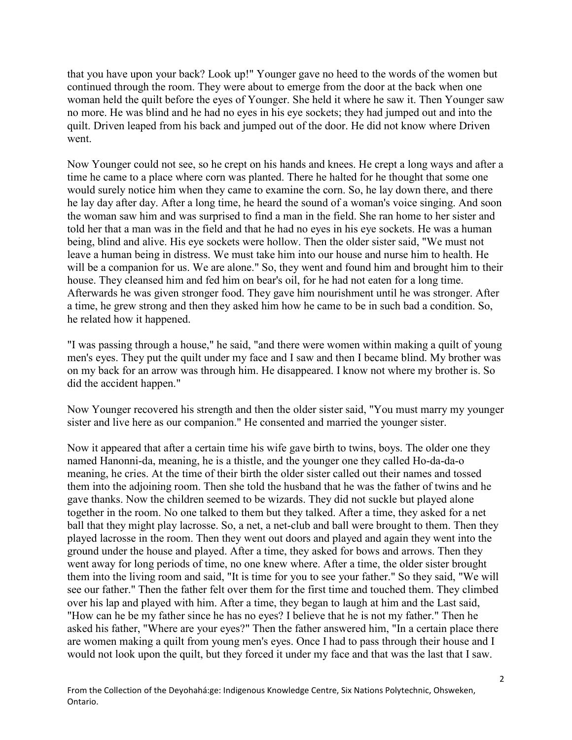that you have upon your back? Look up!" Younger gave no heed to the words of the women but continued through the room. They were about to emerge from the door at the back when one woman held the quilt before the eyes of Younger. She held it where he saw it. Then Younger saw no more. He was blind and he had no eyes in his eye sockets; they had jumped out and into the quilt. Driven leaped from his back and jumped out of the door. He did not know where Driven went.

Now Younger could not see, so he crept on his hands and knees. He crept a long ways and after a time he came to a place where corn was planted. There he halted for he thought that some one would surely notice him when they came to examine the corn. So, he lay down there, and there he lay day after day. After a long time, he heard the sound of a woman's voice singing. And soon the woman saw him and was surprised to find a man in the field. She ran home to her sister and told her that a man was in the field and that he had no eyes in his eye sockets. He was a human being, blind and alive. His eye sockets were hollow. Then the older sister said, "We must not leave a human being in distress. We must take him into our house and nurse him to health. He will be a companion for us. We are alone." So, they went and found him and brought him to their house. They cleansed him and fed him on bear's oil, for he had not eaten for a long time. Afterwards he was given stronger food. They gave him nourishment until he was stronger. After a time, he grew strong and then they asked him how he came to be in such bad a condition. So, he related how it happened.

"I was passing through a house," he said, "and there were women within making a quilt of young men's eyes. They put the quilt under my face and I saw and then I became blind. My brother was on my back for an arrow was through him. He disappeared. I know not where my brother is. So did the accident happen."

Now Younger recovered his strength and then the older sister said, "You must marry my younger sister and live here as our companion." He consented and married the younger sister.

Now it appeared that after a certain time his wife gave birth to twins, boys. The older one they named Hanonni-da, meaning, he is a thistle, and the younger one they called Ho-da-da-o meaning, he cries. At the time of their birth the older sister called out their names and tossed them into the adjoining room. Then she told the husband that he was the father of twins and he gave thanks. Now the children seemed to be wizards. They did not suckle but played alone together in the room. No one talked to them but they talked. After a time, they asked for a net ball that they might play lacrosse. So, a net, a net-club and ball were brought to them. Then they played lacrosse in the room. Then they went out doors and played and again they went into the ground under the house and played. After a time, they asked for bows and arrows. Then they went away for long periods of time, no one knew where. After a time, the older sister brought them into the living room and said, "It is time for you to see your father." So they said, "We will see our father." Then the father felt over them for the first time and touched them. They climbed over his lap and played with him. After a time, they began to laugh at him and the Last said, "How can he be my father since he has no eyes? I believe that he is not my father." Then he asked his father, "Where are your eyes?" Then the father answered him, "In a certain place there are women making a quilt from young men's eyes. Once I had to pass through their house and I would not look upon the quilt, but they forced it under my face and that was the last that I saw.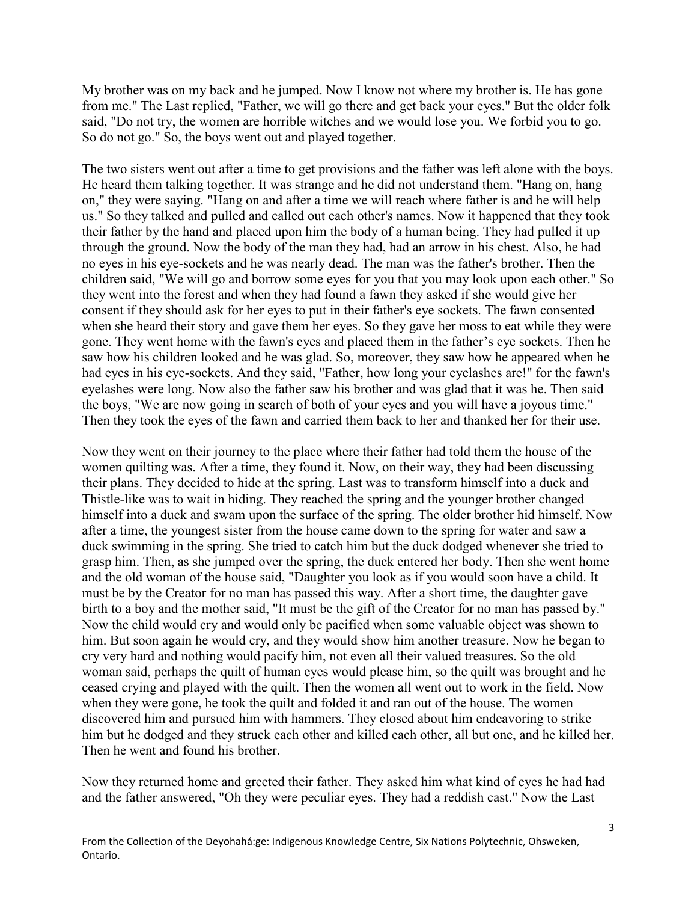My brother was on my back and he jumped. Now I know not where my brother is. He has gone from me." The Last replied, "Father, we will go there and get back your eyes." But the older folk said, "Do not try, the women are horrible witches and we would lose you. We forbid you to go. So do not go." So, the boys went out and played together.

The two sisters went out after a time to get provisions and the father was left alone with the boys. He heard them talking together. It was strange and he did not understand them. "Hang on, hang on," they were saying. "Hang on and after a time we will reach where father is and he will help us." So they talked and pulled and called out each other's names. Now it happened that they took their father by the hand and placed upon him the body of a human being. They had pulled it up through the ground. Now the body of the man they had, had an arrow in his chest. Also, he had no eyes in his eye-sockets and he was nearly dead. The man was the father's brother. Then the children said, "We will go and borrow some eyes for you that you may look upon each other." So they went into the forest and when they had found a fawn they asked if she would give her consent if they should ask for her eyes to put in their father's eye sockets. The fawn consented when she heard their story and gave them her eyes. So they gave her moss to eat while they were gone. They went home with the fawn's eyes and placed them in the father's eye sockets. Then he saw how his children looked and he was glad. So, moreover, they saw how he appeared when he had eyes in his eye-sockets. And they said, "Father, how long your eyelashes are!" for the fawn's eyelashes were long. Now also the father saw his brother and was glad that it was he. Then said the boys, "We are now going in search of both of your eyes and you will have a joyous time." Then they took the eyes of the fawn and carried them back to her and thanked her for their use.

Now they went on their journey to the place where their father had told them the house of the women quilting was. After a time, they found it. Now, on their way, they had been discussing their plans. They decided to hide at the spring. Last was to transform himself into a duck and Thistle-like was to wait in hiding. They reached the spring and the younger brother changed himself into a duck and swam upon the surface of the spring. The older brother hid himself. Now after a time, the youngest sister from the house came down to the spring for water and saw a duck swimming in the spring. She tried to catch him but the duck dodged whenever she tried to grasp him. Then, as she jumped over the spring, the duck entered her body. Then she went home and the old woman of the house said, "Daughter you look as if you would soon have a child. It must be by the Creator for no man has passed this way. After a short time, the daughter gave birth to a boy and the mother said, "It must be the gift of the Creator for no man has passed by." Now the child would cry and would only be pacified when some valuable object was shown to him. But soon again he would cry, and they would show him another treasure. Now he began to cry very hard and nothing would pacify him, not even all their valued treasures. So the old woman said, perhaps the quilt of human eyes would please him, so the quilt was brought and he ceased crying and played with the quilt. Then the women all went out to work in the field. Now when they were gone, he took the quilt and folded it and ran out of the house. The women discovered him and pursued him with hammers. They closed about him endeavoring to strike him but he dodged and they struck each other and killed each other, all but one, and he killed her. Then he went and found his brother.

Now they returned home and greeted their father. They asked him what kind of eyes he had had and the father answered, "Oh they were peculiar eyes. They had a reddish cast." Now the Last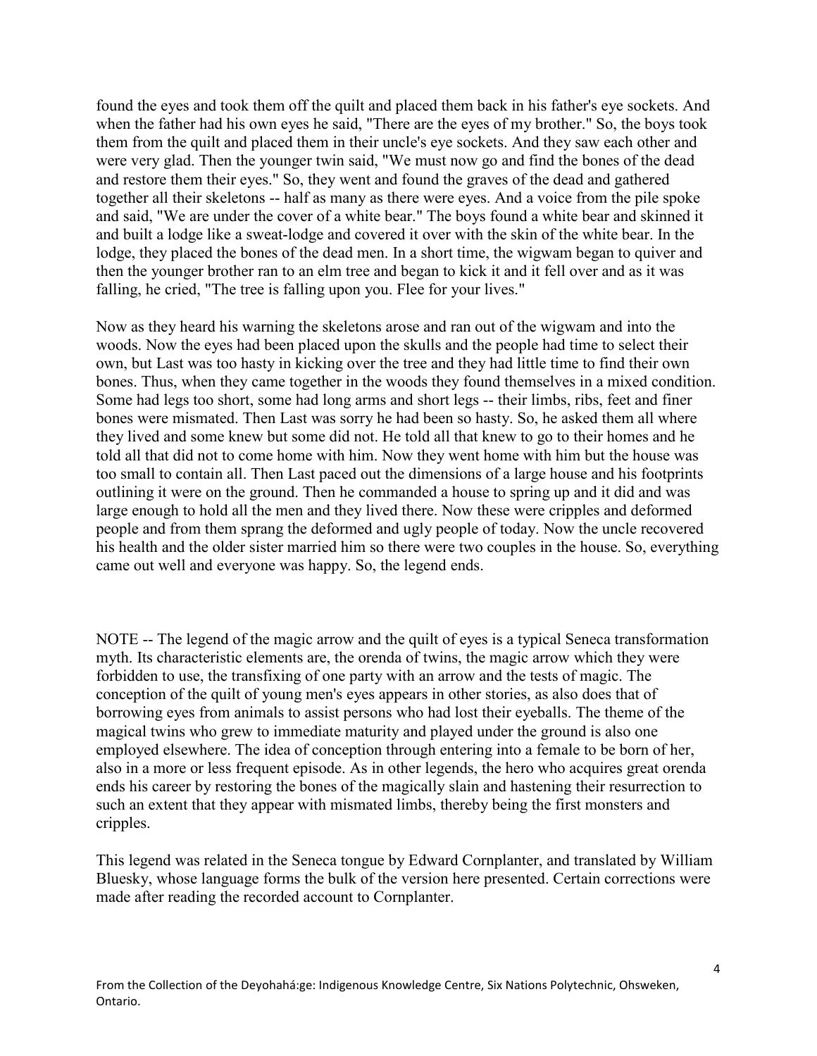found the eyes and took them off the quilt and placed them back in his father's eye sockets. And when the father had his own eyes he said, "There are the eyes of my brother." So, the boys took them from the quilt and placed them in their uncle's eye sockets. And they saw each other and were very glad. Then the younger twin said, "We must now go and find the bones of the dead and restore them their eyes." So, they went and found the graves of the dead and gathered together all their skeletons -- half as many as there were eyes. And a voice from the pile spoke and said, "We are under the cover of a white bear." The boys found a white bear and skinned it and built a lodge like a sweat-lodge and covered it over with the skin of the white bear. In the lodge, they placed the bones of the dead men. In a short time, the wigwam began to quiver and then the younger brother ran to an elm tree and began to kick it and it fell over and as it was falling, he cried, "The tree is falling upon you. Flee for your lives."

Now as they heard his warning the skeletons arose and ran out of the wigwam and into the woods. Now the eyes had been placed upon the skulls and the people had time to select their own, but Last was too hasty in kicking over the tree and they had little time to find their own bones. Thus, when they came together in the woods they found themselves in a mixed condition. Some had legs too short, some had long arms and short legs -- their limbs, ribs, feet and finer bones were mismated. Then Last was sorry he had been so hasty. So, he asked them all where they lived and some knew but some did not. He told all that knew to go to their homes and he told all that did not to come home with him. Now they went home with him but the house was too small to contain all. Then Last paced out the dimensions of a large house and his footprints outlining it were on the ground. Then he commanded a house to spring up and it did and was large enough to hold all the men and they lived there. Now these were cripples and deformed people and from them sprang the deformed and ugly people of today. Now the uncle recovered his health and the older sister married him so there were two couples in the house. So, everything came out well and everyone was happy. So, the legend ends.

NOTE -- The legend of the magic arrow and the quilt of eyes is a typical Seneca transformation myth. Its characteristic elements are, the orenda of twins, the magic arrow which they were forbidden to use, the transfixing of one party with an arrow and the tests of magic. The conception of the quilt of young men's eyes appears in other stories, as also does that of borrowing eyes from animals to assist persons who had lost their eyeballs. The theme of the magical twins who grew to immediate maturity and played under the ground is also one employed elsewhere. The idea of conception through entering into a female to be born of her, also in a more or less frequent episode. As in other legends, the hero who acquires great orenda ends his career by restoring the bones of the magically slain and hastening their resurrection to such an extent that they appear with mismated limbs, thereby being the first monsters and cripples.

This legend was related in the Seneca tongue by Edward Cornplanter, and translated by William Bluesky, whose language forms the bulk of the version here presented. Certain corrections were made after reading the recorded account to Cornplanter.